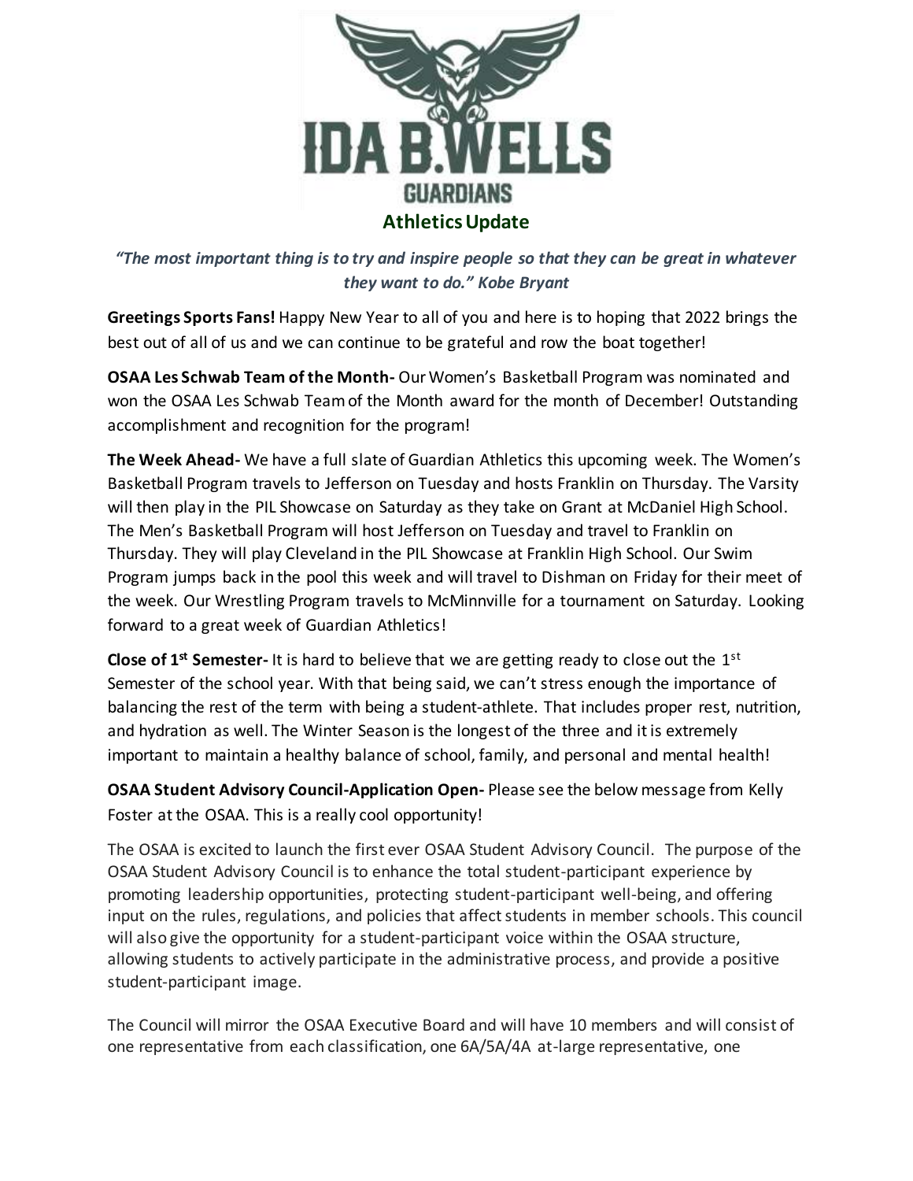# IDA B. WELLS GUARDIANS

## Athletics Update

*"The most important thing is to try and inspire people so that they can be great in whatever they want to do." Kobe Bryant*

**Greetings Sports Fans!** Happy New Year to all of you and here is to hoping that 2022 brings the best out of all of us and we can continue to be grateful and row the boat together!

**OSAA Les Schwab Team of the Month-** Our Women's Basketball Program was nominated and won the OSAA Les Schwab Team of the Month award for the month of December! Outstanding accomplishment and recognition for the program!

**The Week Ahead-** We have a full slate of Guardian Athletics this upcoming week. The Women's Basketball Program travels to Jefferson on Tuesday and hosts Franklin on Thursday. The Varsity will then play in the PIL Showcase on Saturday as they take on Grant at McDaniel High School. The Men's Basketball Program will host Jefferson on Tuesday and travel to Franklin on Thursday. They will play Cleveland in the PIL Showcase at Franklin High School. Our Swim Program jumps back in the pool this week and will travel to Dishman on Friday for their meet of the week. Our Wrestling Program travels to McMinnville for a tournament on Saturday. Looking forward to a great week of Guardian Athletics!

**Close of 1st Semester-** It is hard to believe that we are getting ready to close out the 1st Semester of the school year. With that being said, we can't stress enough the importance of balancing the rest of the term with being a student-athlete. That includes proper rest, nutrition, and hydration as well. The Winter Season is the longest of the three and it is extremely important to maintain a healthy balance of school, family, and personal and mental health!

**OSAA Student Advisory Council-Application Open-** Please see the below message from Kelly Foster at the OSAA. This is a really cool opportunity!

The OSAA is excited to launch the first ever OSAA Student Advisory Council. The purpose of the OSAA Student Advisory Council is to enhance the total student-participant experience by promoting leadership opportunities, protecting student-participant well-being, and offering input on the rules, regulations, and policies that affect students in member schools. This council will also give the opportunity for a student-participant voice within the OSAA structure, allowing students to actively participate in the administrative process, and provide a positive student-participant image.

The Council will mirror the OSAA Executive Board and will have 10 members and will consist of one representative from each classification, one 6A/5A/4A at-large representative, one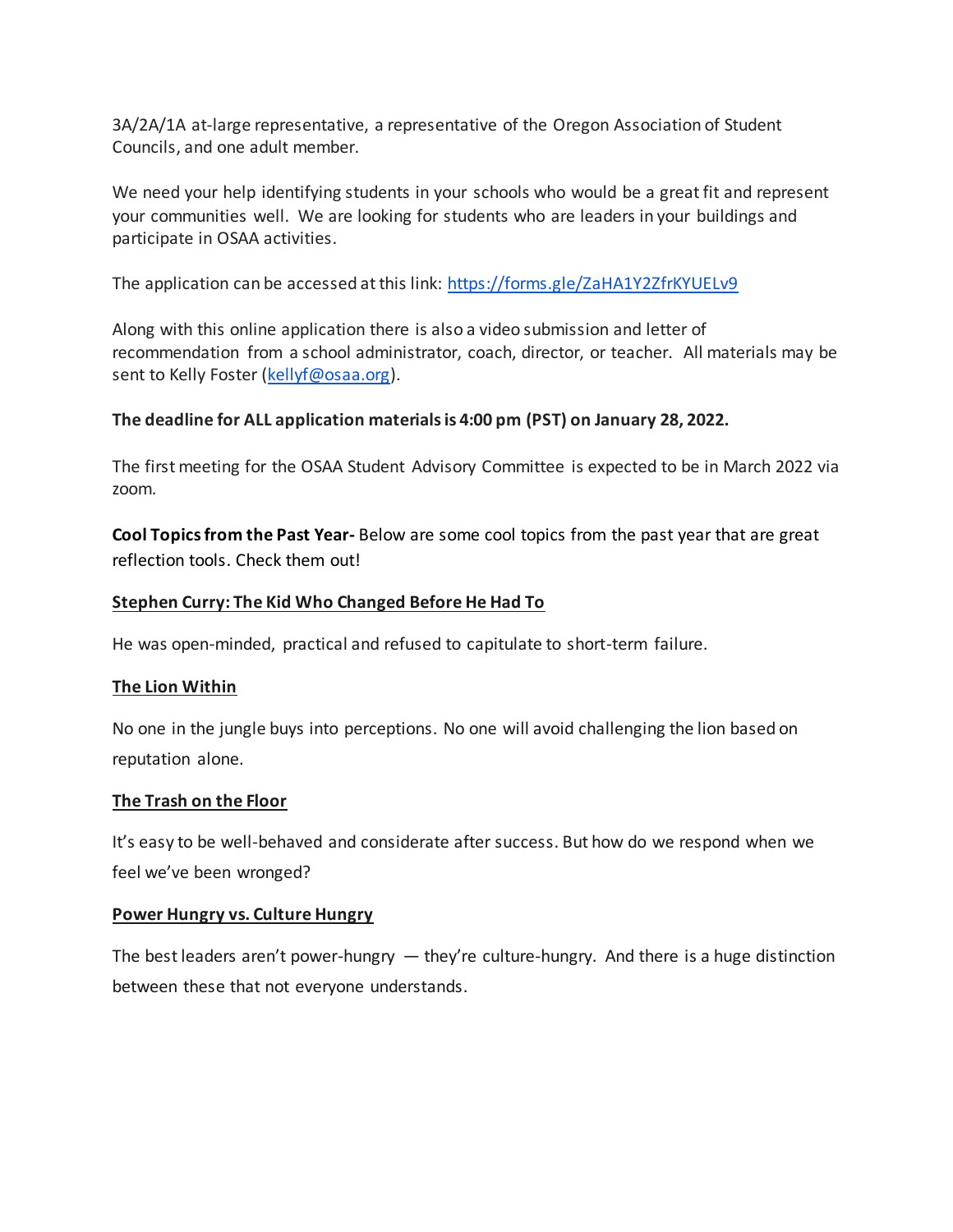3A/2A/1A at-large representative, a representative of the Oregon Association of Student Councils, and one adult member.

We need your help identifying students in your schools who would be a great fit and represent your communities well. We are looking for students who are leaders in your buildings and participate in OSAA activities.

The application can be accessed at this link: [https://forms.gle/ZaHA1Y2ZfrKYUELv9](https://forms.gle/ZaHA1Y2ZfrKYUELv9)

Along with this online application there is also a video submission and letter of recommendation from a school administrator, coach, director, or teacher. All materials may be sent to Kelly Foster ([kellyf@osaa.org](mailto:kellyf@osaa.org)).

**The deadline for ALL application materials is 4:00 pm (PST) on January 28, 2022.**

The first meeting for the OSAA Student Advisory Committee is expected to be in March 2022 via zoom.

**Cool Topics from the Past Year-** Below are some cool topics from the past year that are great reflection tools. Check them out!

**Stephen Curry: The Kid Who Changed Before He Had To**

He was open-minded, practical and refused to capitulate to short-term failure.

**The Lion Within**

No one in the jungle buys into perceptions. No one will avoid challenging the lion based on reputation alone.

**The Trash on the Floor**

It's easy to be well-behaved and considerate after success. But how do we respond when we feel we've been wronged?

**Power Hungry vs. Culture Hungry**

The best leaders aren't power-hungry — they're culture-hungry. And there is a huge distinction between these that not everyone understands.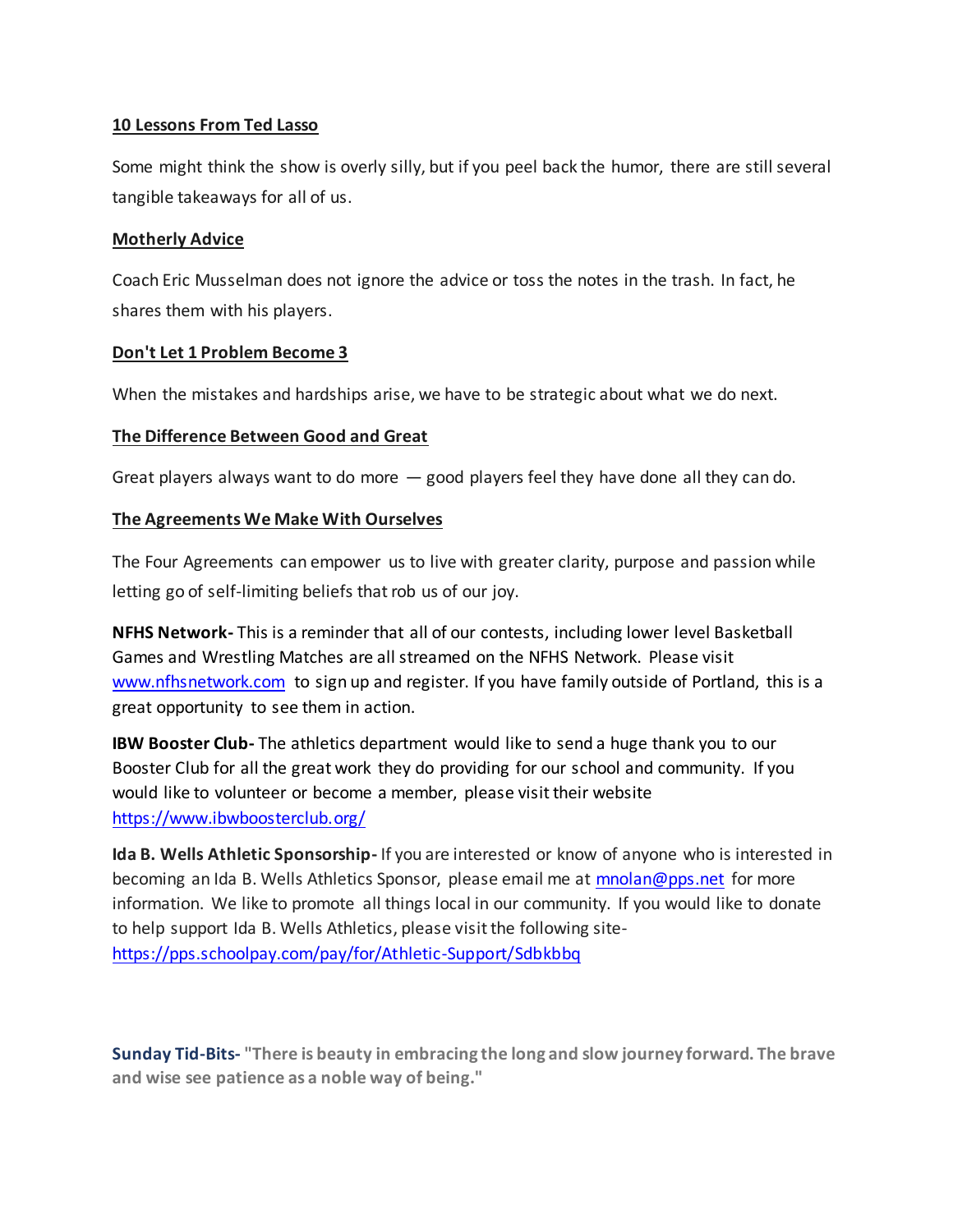**10 Lessons From Ted Lasso**

Some might think the show is overly silly, but if you peel back the humor, there are still several tangible takeaways for all of us.

**Motherly Advice**

Coach Eric Musselman does not ignore the advice or toss the notes in the trash. In fact, he shares them with his players.

**Don't Let 1 Problem Become 3**

When the mistakes and hardships arise, we have to be strategic about what we do next.

**The Difference Between Good and Great**

Great players always want to do more — good players feel they have done all they can do.

**The Agreements We Make With Ourselves**

The Four Agreements can empower us to live with greater clarity, purpose and passion while letting go of self-limiting beliefs that rob us of our joy.

**NFHS Network-** This is a reminder that all of our contests, including lower level Basketball Games and Wrestling Matches are all streamed on the NFHS Network. Please visit www.nfhsnetwork.com to sign up and register. If you have family outside of Portland, this is a great opportunity to see them in action.

**IBW Booster Club-** The athletics department would like to send a huge thank you to our Booster Club for all the great work they do providing for our school and community. If you would like to volunteer or become a member, please visit their website https://www.ibwboosterclub.org/

**Ida B. Wells Athletic Sponsorship-** If you are interested or know of anyone who is interested in becoming an Ida B. Wells Athletics Sponsor, please email me at mnolan@pps.net for more information. We like to promote all things local in our community. If you would like to donate to help support Ida B. Wells Athletics, please visit the following site- https://pps.schoolpay.com/pay/for/Athletic-Support/Sdbkbbq

**Sunday Tid-Bits- "There is beauty in embracing the long and slow journey forward. The brave and wise see patience as a noble way of being."**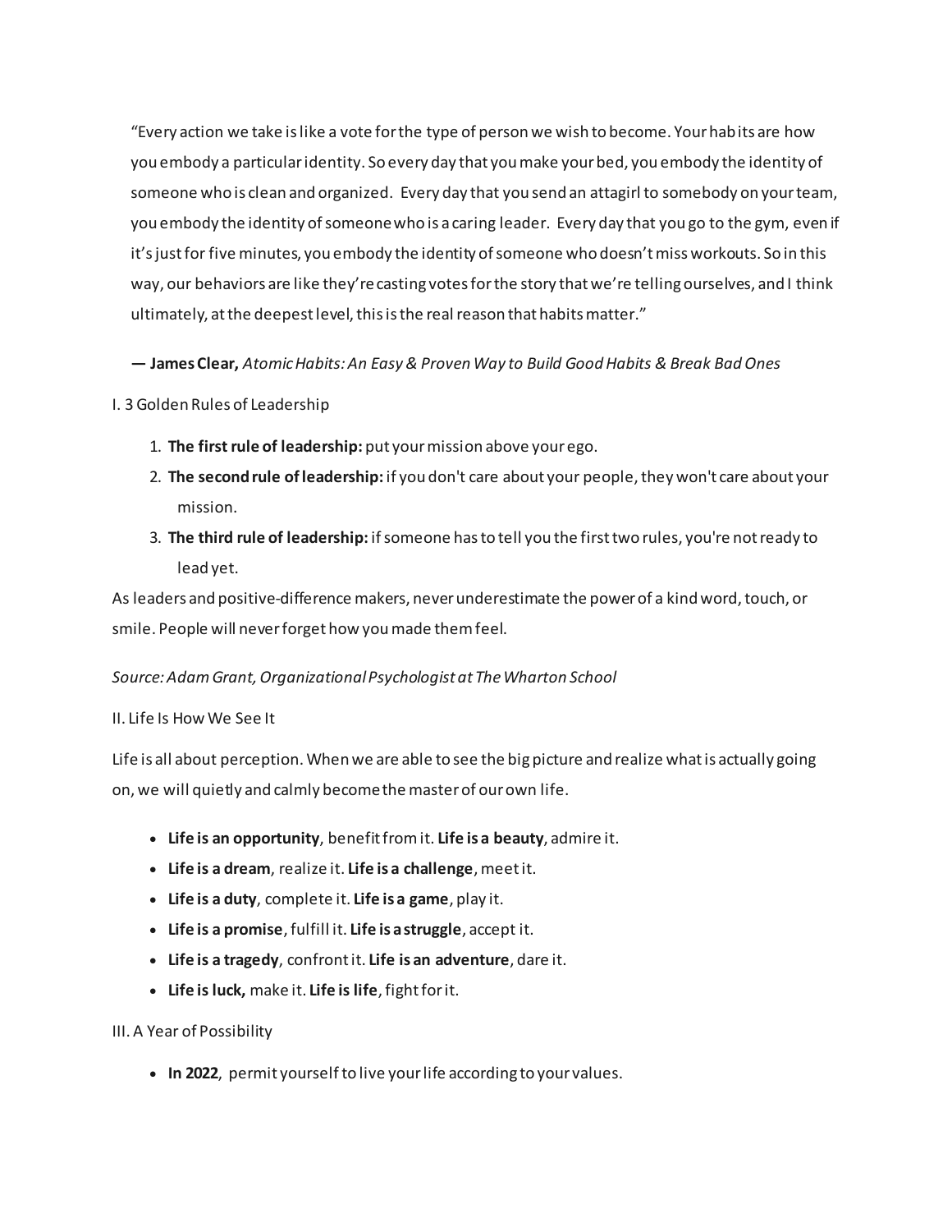"Every action we take is like a vote for the type of person we wish to become. Your habits are how you embody a particular identity. So every day that you make your bed, you embody the identity of someone who is clean and organized. Every day that you send an attagirl to somebody on your team, you embody the identity of someone who is a caring leader. Every day that you go to the gym, even if it's just for five minutes, you embody the identity of someone who doesn't miss workouts. So in this way, our behaviors are like they're casting votes for the story that we're telling ourselves, and I think ultimately, at the deepest level, this is the real reason that habits matter."

**— James Clear,** *Atomic Habits: An Easy & Proven Way to Build Good Habits & Break Bad Ones*

## I. 3 Golden Rules of Leadership

1. **The first rule of leadership:** put your mission above your ego.
2. **The second rule of leadership:** if you don't care about your people, they won't care about your mission.
3. **The third rule of leadership:** if someone has to tell you the first two rules, you're not ready to lead yet.

As leaders and positive-difference makers, never underestimate the power of a kind word, touch, or smile. People will never forget how you made them feel.

*Source: Adam Grant, Organizational Psychologist at The Wharton School*

## II. Life Is How We See It

Life is all about perception. When we are able to see the big picture and realize what is actually going on, we will quietly and calmly become the master of our own life.

- **Life is an opportunity**, benefit from it. **Life is a beauty**, admire it.
- **Life is a dream**, realize it. **Life is a challenge**, meet it.
- **Life is a duty**, complete it. **Life is a game**, play it.
- **Life is a promise**, fulfill it. **Life is a struggle**, accept it.
- **Life is a tragedy**, confront it. **Life is an adventure**, dare it.
- **Life is luck,** make it. **Life is life**, fight for it.

## III. A Year of Possibility

- **In 2022**, permit yourself to live your life according to your values.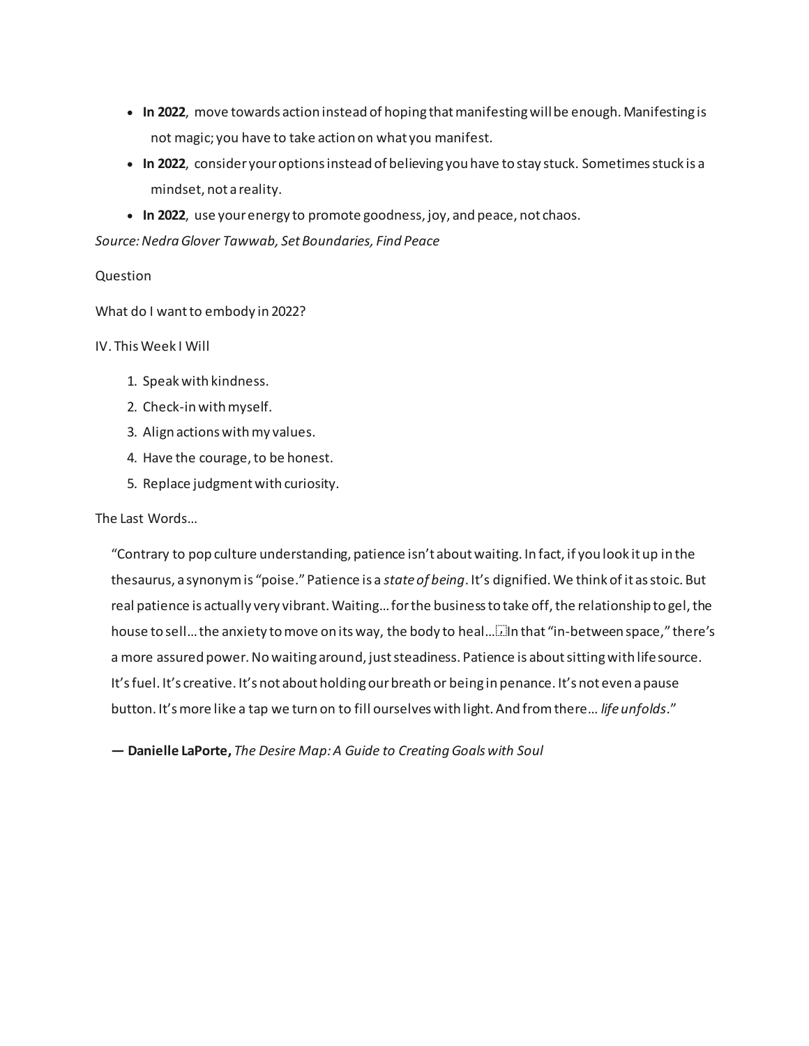- **In 2022**, move towards action instead of hoping that manifesting will be enough. Manifesting is not magic; you have to take action on what you manifest.
- **In 2022**, consider your options instead of believing you have to stay stuck. Sometimes stuck is a mindset, not a reality.
- **In 2022**, use your energy to promote goodness, joy, and peace, not chaos.

*Source: Nedra Glover Tawwab, Set Boundaries, Find Peace*

Question

What do I want to embody in 2022?

IV. This Week I Will

1. Speak with kindness.
2. Check-in with myself.
3. Align actions with my values.
4. Have the courage, to be honest.
5. Replace judgment with curiosity.

The Last Words…

> "Contrary to pop culture understanding, patience isn't about waiting. In fact, if you look it up in the thesaurus, a synonym is "poise." Patience is a *state of being*. It's dignified. We think of it as stoic. But real patience is actually very vibrant. Waiting… for the business to take off, the relationship to gel, the house to sell… the anxiety to move on its way, the body to heal… In that "in-between space," there's a more assured power. No waiting around, just steadiness. Patience is about sitting with life source. It's fuel. It's creative. It's not about holding our breath or being in penance. It's not even a pause button. It's more like a tap we turn on to fill ourselves with light. And from there… *life unfolds*."
>
> **— Danielle LaPorte,** *The Desire Map: A Guide to Creating Goals with Soul*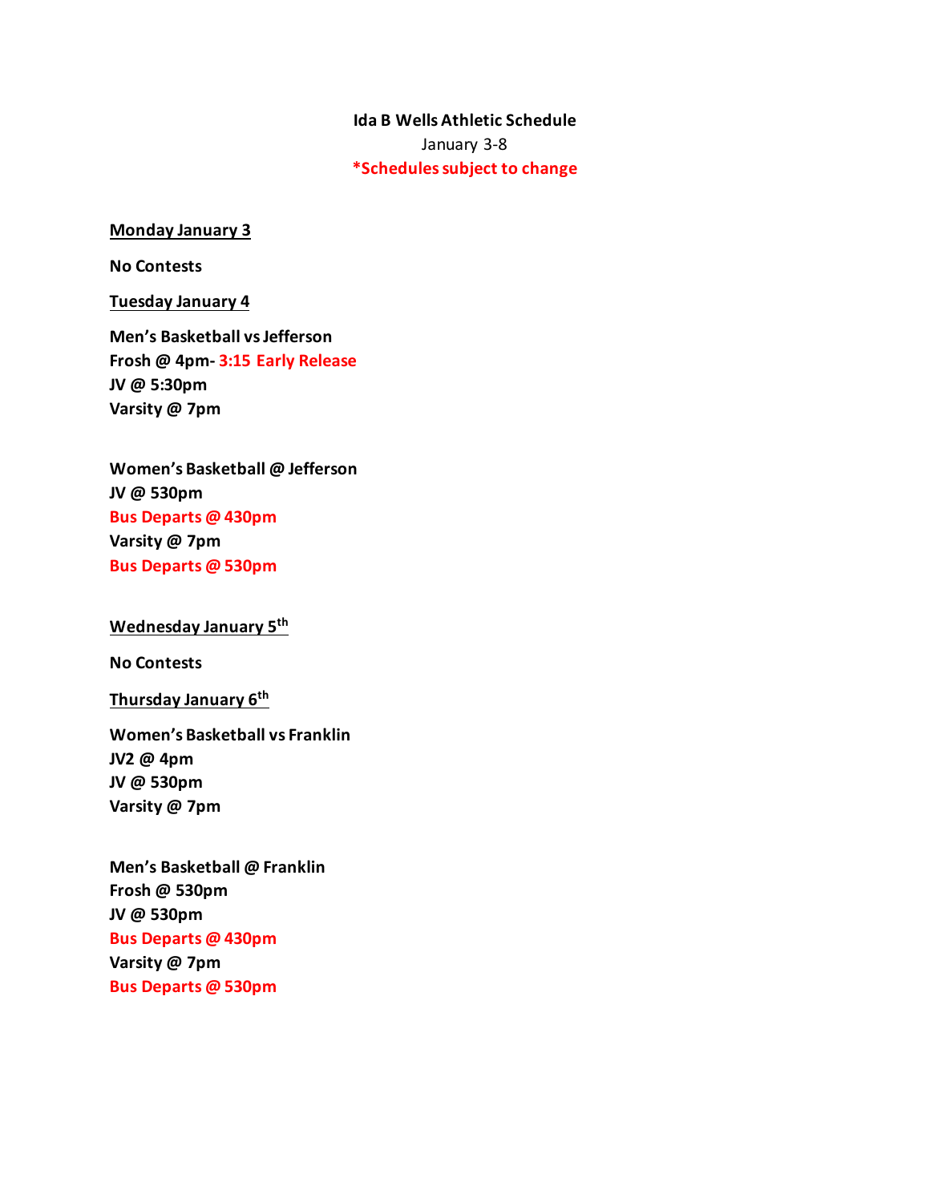**Ida B Wells Athletic Schedule**

January 3-8

**\*Schedules subject to change**

**Monday January 3**

**No Contests**

**Tuesday January 4**

**Men's Basketball vs Jefferson**
**Frosh @ 4pm- 3:15 Early Release**
**JV @ 5:30pm**
**Varsity @ 7pm**

**Women's Basketball @ Jefferson**
**JV @ 530pm**
**Bus Departs @ 430pm**
**Varsity @ 7pm**
**Bus Departs @ 530pm**

**Wednesday January 5th**

**No Contests**

**Thursday January 6th**

**Women's Basketball vs Franklin**
**JV2 @ 4pm**
**JV @ 530pm**
**Varsity @ 7pm**

**Men's Basketball @ Franklin**
**Frosh @ 530pm**
**JV @ 530pm**
**Bus Departs @ 430pm**
**Varsity @ 7pm**
**Bus Departs @ 530pm**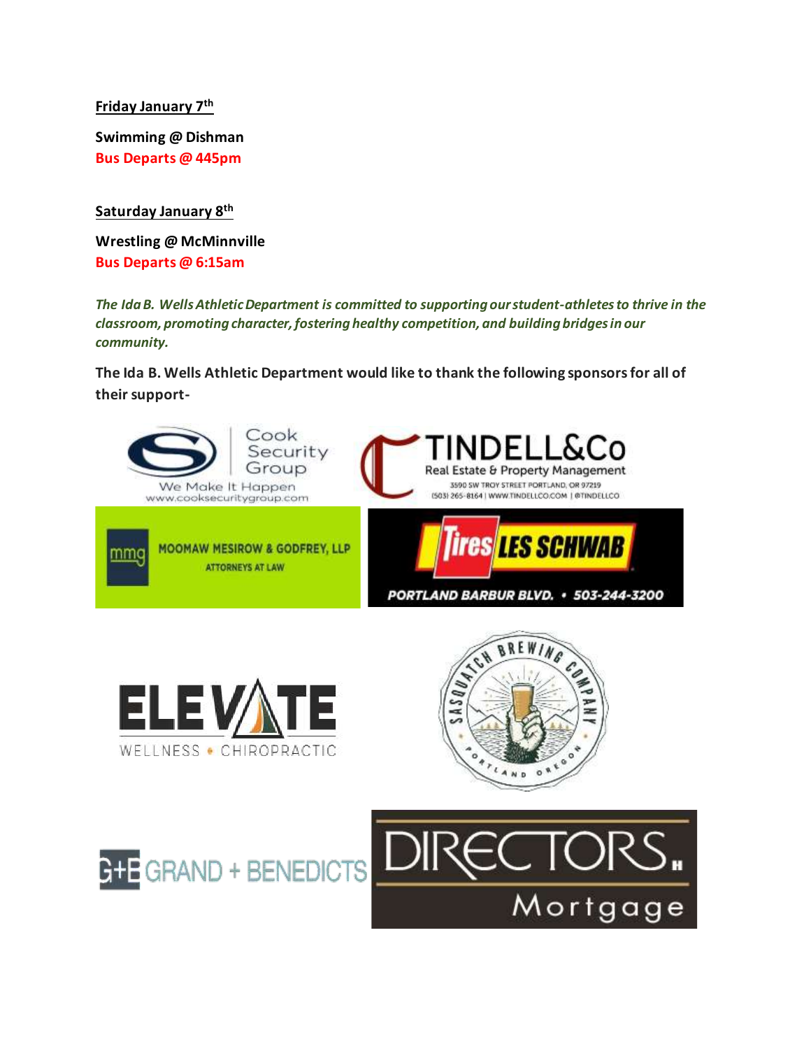**Friday January 7th**

**Swimming @ Dishman**
**Bus Departs @ 445pm**

**Saturday January 8th**

**Wrestling @ McMinnville**
**Bus Departs @ 6:15am**

***The Ida B. Wells Athletic Department is committed to supporting our student-athletes to thrive in the classroom, promoting character, fostering healthy competition, and building bridges in our community.***

**The Ida B. Wells Athletic Department would like to thank the following sponsors for all of their support-**

Cook Security Group
We Make It Happen
www.cooksecuritygroup.com

TINDELL&Co
Real Estate & Property Management
3590 SW TROY STREET PORTLAND, OR 97219
(503) 265-8164 | WWW.TINDELLCO.COM | @TINDELLCO

mmg MOOMAW MESIROW & GODFREY, LLP
ATTORNEYS AT LAW

Tires LES SCHWAB
PORTLAND BARBUR BLVD. • 503-244-3200

ELEVATE
WELLNESS • CHIROPRACTIC

SASQUATCH BREWING COMPANY
PORTLAND OREGON

G+B GRAND + BENEDICTS

DIRECTORS
Mortgage